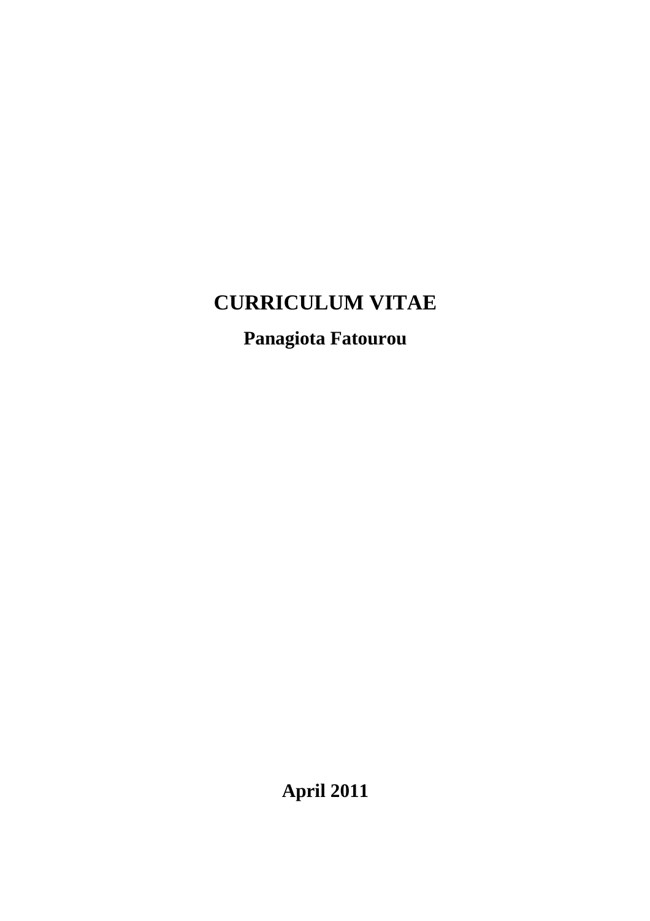# CURRICULUM VITAE

## Panagiota Fatourou

**April 2011**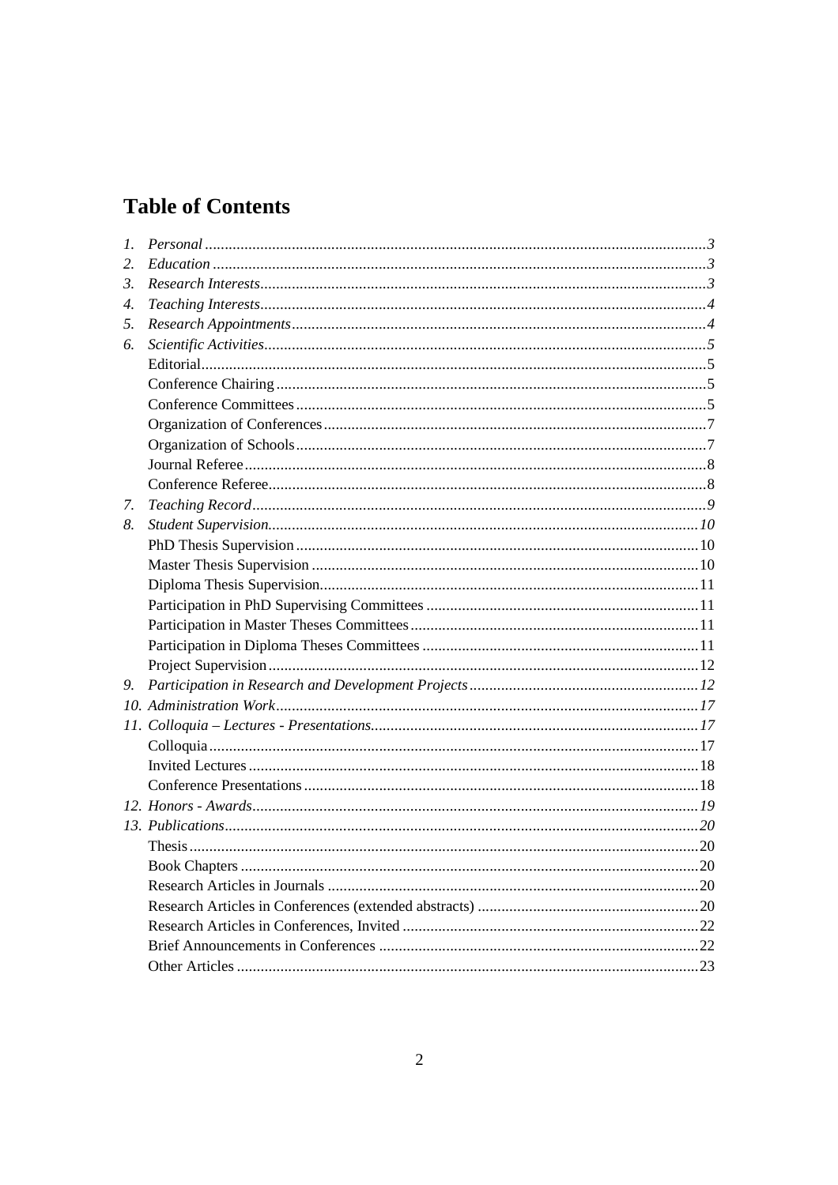# Table of Contents

1. *Personal* ... *3*
2. *Education* ... *3*
3. *Research Interests* ... *3*
4. *Teaching Interests* ... *4*
5. *Research Appointments* ... *4*
6. *Scientific Activities* ... *5*
   - Editorial ... 5
   - Conference Chairing ... 5
   - Conference Committees ... 5
   - Organization of Conferences ... 7
   - Organization of Schools ... 7
   - Journal Referee ... 8
   - Conference Referee ... 8
7. *Teaching Record* ... *9*
8. *Student Supervision* ... *10*
   - PhD Thesis Supervision ... 10
   - Master Thesis Supervision ... 10
   - Diploma Thesis Supervision ... 11
   - Participation in PhD Supervising Committees ... 11
   - Participation in Master Theses Committees ... 11
   - Participation in Diploma Theses Committees ... 11
   - Project Supervision ... 12
9. *Participation in Research and Development Projects* ... *12*
10. *Administration Work* ... *17*
11. *Colloquia – Lectures - Presentations* ... *17*
    - Colloquia ... 17
    - Invited Lectures ... 18
    - Conference Presentations ... 18
12. *Honors - Awards* ... *19*
13. *Publications* ... *20*
    - Thesis ... 20
    - Book Chapters ... 20
    - Research Articles in Journals ... 20
    - Research Articles in Conferences (extended abstracts) ... 20
    - Research Articles in Conferences, Invited ... 22
    - Brief Announcements in Conferences ... 22
    - Other Articles ... 23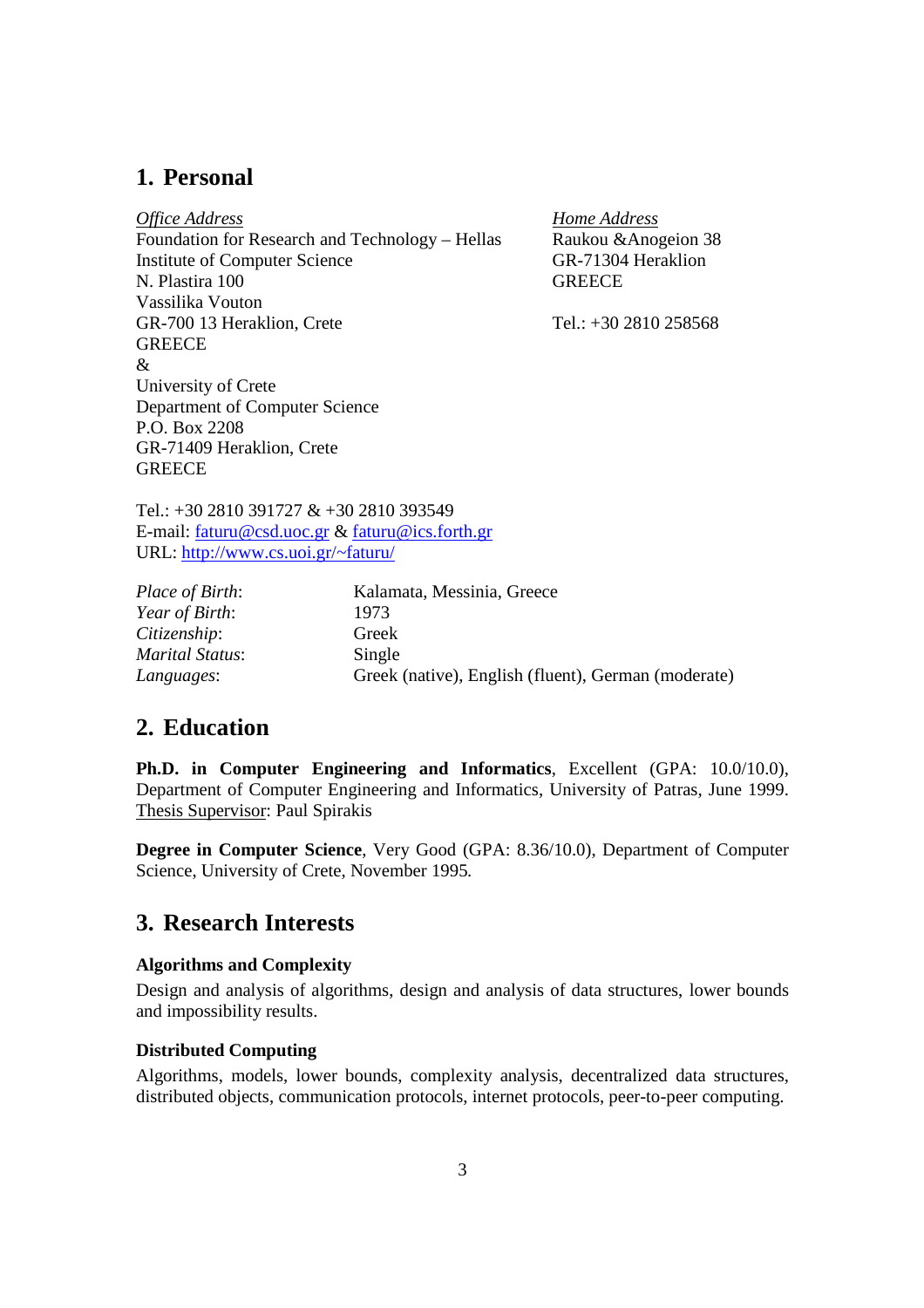## 1. Personal

*Office Address*
Foundation for Research and Technology – Hellas
Institute of Computer Science
N. Plastira 100
Vassilika Vouton
GR-700 13 Heraklion, Crete
GREECE
&
University of Crete
Department of Computer Science
P.O. Box 2208
GR-71409 Heraklion, Crete
GREECE

Tel.: +30 2810 391727 & +30 2810 393549
E-mail: faturu@csd.uoc.gr & faturu@ics.forth.gr
URL: http://www.cs.uoi.gr/~faturu/

*Home Address*
Raukou &Anogeion 38
GR-71304 Heraklion
GREECE

Tel.: +30 2810 258568

| | |
|---|---|
| *Place of Birth*: | Kalamata, Messinia, Greece |
| *Year of Birth*: | 1973 |
| *Citizenship*: | Greek |
| *Marital Status*: | Single |
| *Languages*: | Greek (native), English (fluent), German (moderate) |

## 2. Education

**Ph.D. in Computer Engineering and Informatics**, Excellent (GPA: 10.0/10.0), Department of Computer Engineering and Informatics, University of Patras, June 1999. Thesis Supervisor: Paul Spirakis

**Degree in Computer Science**, Very Good (GPA: 8.36/10.0), Department of Computer Science, University of Crete, November 1995.

## 3. Research Interests

### Algorithms and Complexity

Design and analysis of algorithms, design and analysis of data structures, lower bounds and impossibility results.

### Distributed Computing

Algorithms, models, lower bounds, complexity analysis, decentralized data structures, distributed objects, communication protocols, internet protocols, peer-to-peer computing.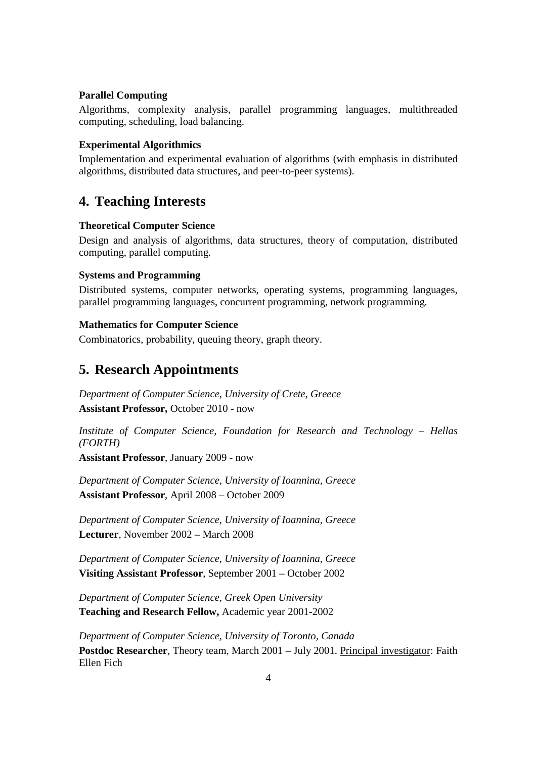**Parallel Computing**

Algorithms, complexity analysis, parallel programming languages, multithreaded computing, scheduling, load balancing.

**Experimental Algorithmics**

Implementation and experimental evaluation of algorithms (with emphasis in distributed algorithms, distributed data structures, and peer-to-peer systems).

## 4. Teaching Interests

**Theoretical Computer Science**

Design and analysis of algorithms, data structures, theory of computation, distributed computing, parallel computing.

**Systems and Programming**

Distributed systems, computer networks, operating systems, programming languages, parallel programming languages, concurrent programming, network programming.

**Mathematics for Computer Science**

Combinatorics, probability, queuing theory, graph theory.

## 5. Research Appointments

*Department of Computer Science, University of Crete, Greece*
**Assistant Professor,** October 2010 - now

*Institute of Computer Science, Foundation for Research and Technology – Hellas (FORTH)*
**Assistant Professor**, January 2009 - now

*Department of Computer Science, University of Ioannina, Greece*
**Assistant Professor**, April 2008 – October 2009

*Department of Computer Science, University of Ioannina, Greece*
**Lecturer**, November 2002 – March 2008

*Department of Computer Science, University of Ioannina, Greece*
**Visiting Assistant Professor**, September 2001 – October 2002

*Department of Computer Science, Greek Open University*
**Teaching and Research Fellow,** Academic year 2001-2002

*Department of Computer Science, University of Toronto, Canada*
**Postdoc Researcher**, Theory team, March 2001 – July 2001. Principal investigator: Faith Ellen Fich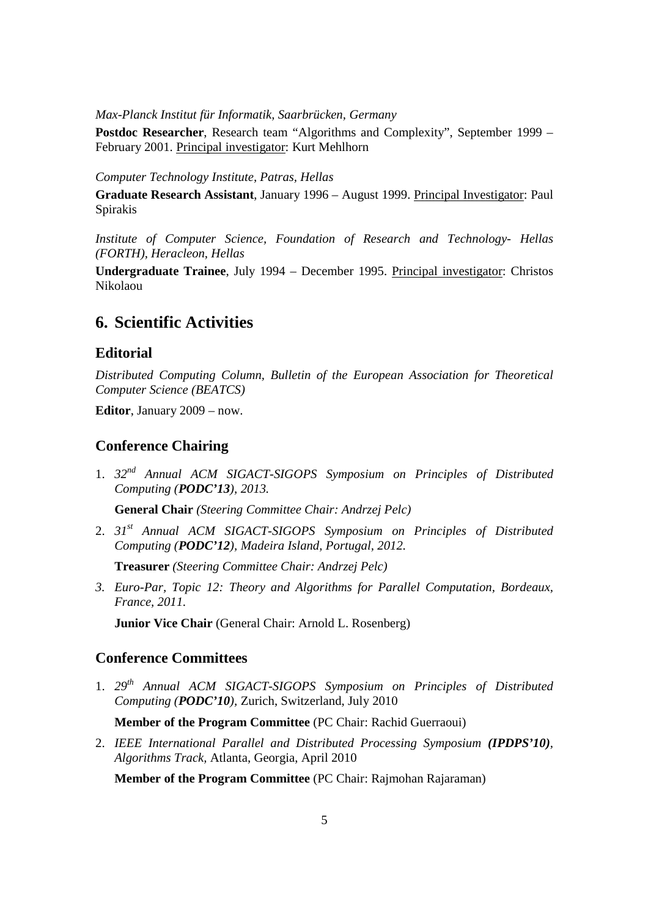*Max-Planck Institut für Informatik, Saarbrücken, Germany*

**Postdoc Researcher**, Research team "Algorithms and Complexity", September 1999 – February 2001. Principal investigator: Kurt Mehlhorn

*Computer Technology Institute, Patras, Hellas*

**Graduate Research Assistant**, January 1996 – August 1999. Principal Investigator: Paul Spirakis

*Institute of Computer Science, Foundation of Research and Technology- Hellas (FORTH), Heracleon, Hellas*

**Undergraduate Trainee**, July 1994 – December 1995. Principal investigator: Christos Nikolaou

# 6. Scientific Activities

## Editorial

*Distributed Computing Column, Bulletin of the European Association for Theoretical Computer Science (BEATCS)*

**Editor**, January 2009 – now.

## Conference Chairing

1. *32nd Annual ACM SIGACT-SIGOPS Symposium on Principles of Distributed Computing (**PODC'13**), 2013.*

   **General Chair** *(Steering Committee Chair: Andrzej Pelc)*

2. *31st Annual ACM SIGACT-SIGOPS Symposium on Principles of Distributed Computing (**PODC'12**), Madeira Island, Portugal, 2012.*

   **Treasurer** *(Steering Committee Chair: Andrzej Pelc)*

3. *Euro-Par, Topic 12: Theory and Algorithms for Parallel Computation, Bordeaux, France, 2011.*

   **Junior Vice Chair** (General Chair: Arnold L. Rosenberg)

## Conference Committees

1. *29th Annual ACM SIGACT-SIGOPS Symposium on Principles of Distributed Computing (**PODC'10**),* Zurich, Switzerland, July 2010

   **Member of the Program Committee** (PC Chair: Rachid Guerraoui)

2. *IEEE International Parallel and Distributed Processing Symposium **(IPDPS'10)**, Algorithms Track,* Atlanta, Georgia, April 2010

   **Member of the Program Committee** (PC Chair: Rajmohan Rajaraman)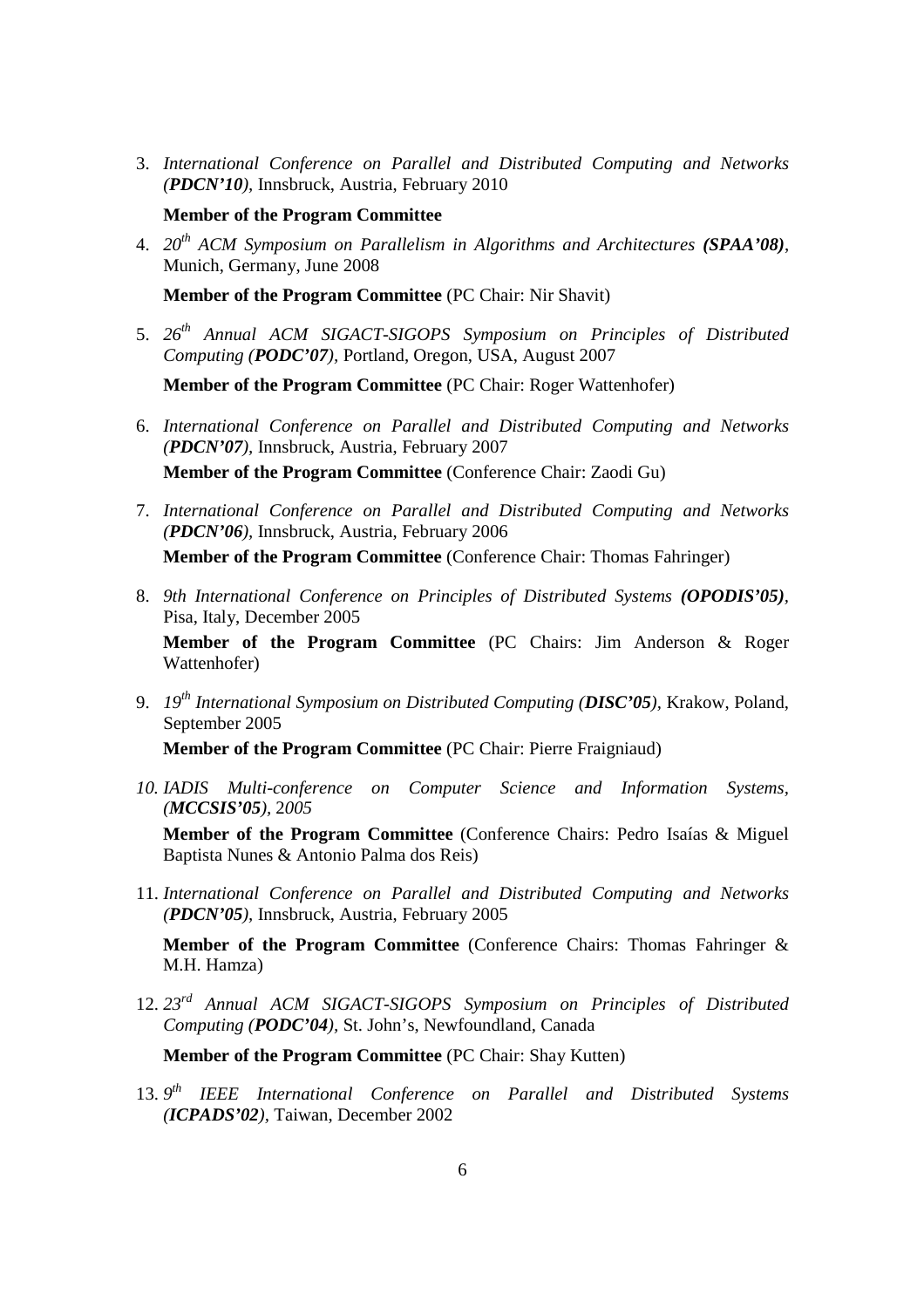3. *International Conference on Parallel and Distributed Computing and Networks (**PDCN'10**)*, Innsbruck, Austria, February 2010

   **Member of the Program Committee**

4. *20th ACM Symposium on Parallelism in Algorithms and Architectures **(SPAA'08)***, Munich, Germany, June 2008

   **Member of the Program Committee** (PC Chair: Nir Shavit)

5. *26th Annual ACM SIGACT-SIGOPS Symposium on Principles of Distributed Computing (**PODC'07**)*, Portland, Oregon, USA, August 2007

   **Member of the Program Committee** (PC Chair: Roger Wattenhofer)

6. *International Conference on Parallel and Distributed Computing and Networks (**PDCN'07**)*, Innsbruck, Austria, February 2007

   **Member of the Program Committee** (Conference Chair: Zaodi Gu)

7. *International Conference on Parallel and Distributed Computing and Networks (**PDCN'06**)*, Innsbruck, Austria, February 2006

   **Member of the Program Committee** (Conference Chair: Thomas Fahringer)

8. *9th International Conference on Principles of Distributed Systems **(OPODIS'05)***, Pisa, Italy, December 2005

   **Member of the Program Committee** (PC Chairs: Jim Anderson & Roger Wattenhofer)

9. *19th International Symposium on Distributed Computing (**DISC'05**)*, Krakow, Poland, September 2005

   **Member of the Program Committee** (PC Chair: Pierre Fraigniaud)

10. *IADIS Multi-conference on Computer Science and Information Systems, (**MCCSIS'05**), 2005*

    **Member of the Program Committee** (Conference Chairs: Pedro Isaías & Miguel Baptista Nunes & Antonio Palma dos Reis)

11. *International Conference on Parallel and Distributed Computing and Networks (**PDCN'05**)*, Innsbruck, Austria, February 2005

    **Member of the Program Committee** (Conference Chairs: Thomas Fahringer & M.H. Hamza)

12. *23rd Annual ACM SIGACT-SIGOPS Symposium on Principles of Distributed Computing (**PODC'04**)*, St. John's, Newfoundland, Canada

    **Member of the Program Committee** (PC Chair: Shay Kutten)

13. *9th IEEE International Conference on Parallel and Distributed Systems (**ICPADS'02**)*, Taiwan, December 2002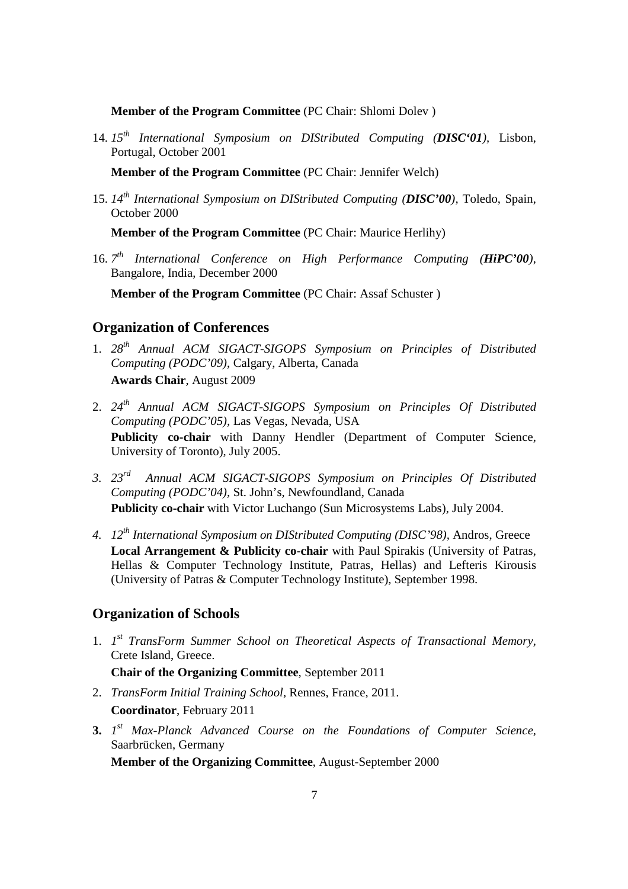**Member of the Program Committee** (PC Chair: Shlomi Dolev )

14. *15th International Symposium on DIStributed Computing (**DISC'01**)*, Lisbon, Portugal, October 2001

    **Member of the Program Committee** (PC Chair: Jennifer Welch)

15. *14th International Symposium on DIStributed Computing (**DISC'00**)*, Toledo, Spain, October 2000

    **Member of the Program Committee** (PC Chair: Maurice Herlihy)

16. *7th International Conference on High Performance Computing (**HiPC'00**)*, Bangalore, India, December 2000

    **Member of the Program Committee** (PC Chair: Assaf Schuster )

## Organization of Conferences

1. *28th Annual ACM SIGACT-SIGOPS Symposium on Principles of Distributed Computing (PODC'09)*, Calgary, Alberta, Canada

   **Awards Chair**, August 2009

2. *24th Annual ACM SIGACT-SIGOPS Symposium on Principles Of Distributed Computing (PODC'05)*, Las Vegas, Nevada, USA

   **Publicity co-chair** with Danny Hendler (Department of Computer Science, University of Toronto), July 2005.

3. *23rd Annual ACM SIGACT-SIGOPS Symposium on Principles Of Distributed Computing (PODC'04)*, St. John's, Newfoundland, Canada

   **Publicity co-chair** with Victor Luchango (Sun Microsystems Labs), July 2004.

4. *12th International Symposium on DIStributed Computing (DISC'98)*, Andros, Greece

   **Local Arrangement & Publicity co-chair** with Paul Spirakis (University of Patras, Hellas & Computer Technology Institute, Patras, Hellas) and Lefteris Kirousis (University of Patras & Computer Technology Institute), September 1998.

## Organization of Schools

1. *1st TransForm Summer School on Theoretical Aspects of Transactional Memory*, Crete Island, Greece.

   **Chair of the Organizing Committee**, September 2011

2. *TransForm Initial Training School*, Rennes, France, 2011.

   **Coordinator**, February 2011

3. *1st Max-Planck Advanced Course on the Foundations of Computer Science*, Saarbrücken, Germany

   **Member of the Organizing Committee**, August-September 2000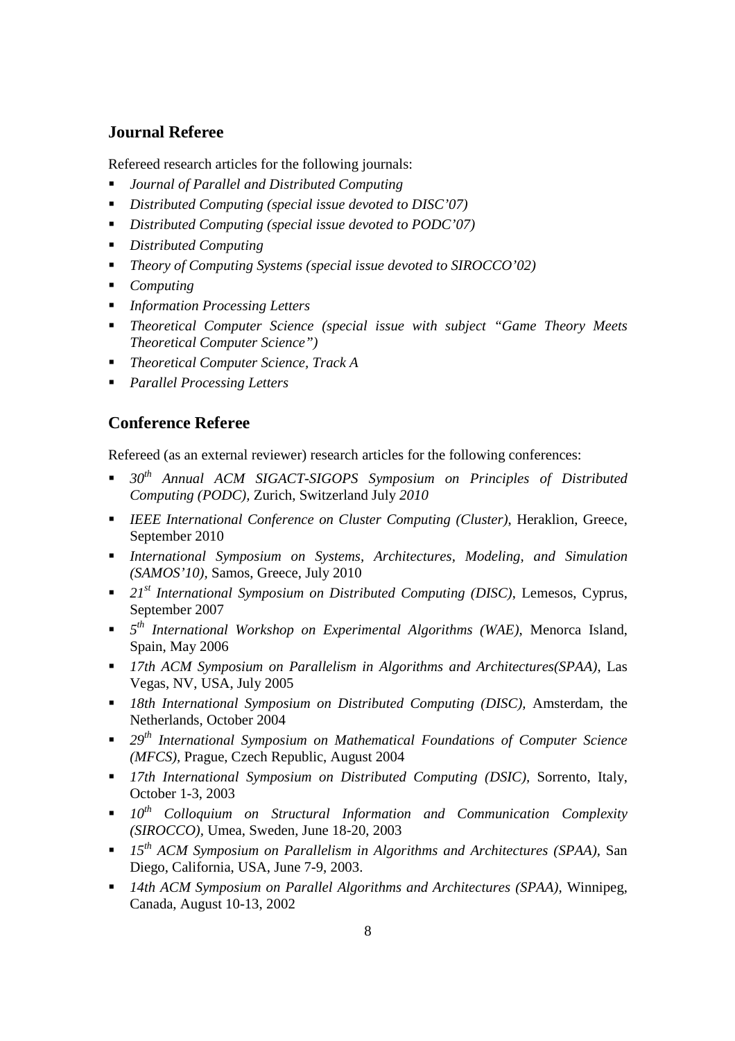## Journal Referee

Refereed research articles for the following journals:

- *Journal of Parallel and Distributed Computing*
- *Distributed Computing (special issue devoted to DISC'07)*
- *Distributed Computing (special issue devoted to PODC'07)*
- *Distributed Computing*
- *Theory of Computing Systems (special issue devoted to SIROCCO'02)*
- *Computing*
- *Information Processing Letters*
- *Theoretical Computer Science (special issue with subject "Game Theory Meets Theoretical Computer Science")*
- *Theoretical Computer Science, Track A*
- *Parallel Processing Letters*

## Conference Referee

Refereed (as an external reviewer) research articles for the following conferences:

- *30th Annual ACM SIGACT-SIGOPS Symposium on Principles of Distributed Computing (PODC),* Zurich, Switzerland July *2010*
- *IEEE International Conference on Cluster Computing (Cluster)*, Heraklion, Greece, September 2010
- *International Symposium on Systems, Architectures, Modeling, and Simulation (SAMOS'10)*, Samos, Greece, July 2010
- *21st International Symposium on Distributed Computing (DISC)*, Lemesos, Cyprus, September 2007
- *5th International Workshop on Experimental Algorithms (WAE)*, Menorca Island, Spain, May 2006
- *17th ACM Symposium on Parallelism in Algorithms and Architectures(SPAA)*, Las Vegas, NV, USA, July 2005
- *18th International Symposium on Distributed Computing (DISC)*, Amsterdam, the Netherlands, October 2004
- *29th International Symposium on Mathematical Foundations of Computer Science (MFCS)*, Prague, Czech Republic, August 2004
- *17th International Symposium on Distributed Computing (DSIC)*, Sorrento, Italy, October 1-3, 2003
- *10th Colloquium on Structural Information and Communication Complexity (SIROCCO)*, Umea, Sweden, June 18-20, 2003
- *15th ACM Symposium on Parallelism in Algorithms and Architectures (SPAA)*, San Diego, California, USA, June 7-9, 2003.
- *14th ACM Symposium on Parallel Algorithms and Architectures (SPAA)*, Winnipeg, Canada, August 10-13, 2002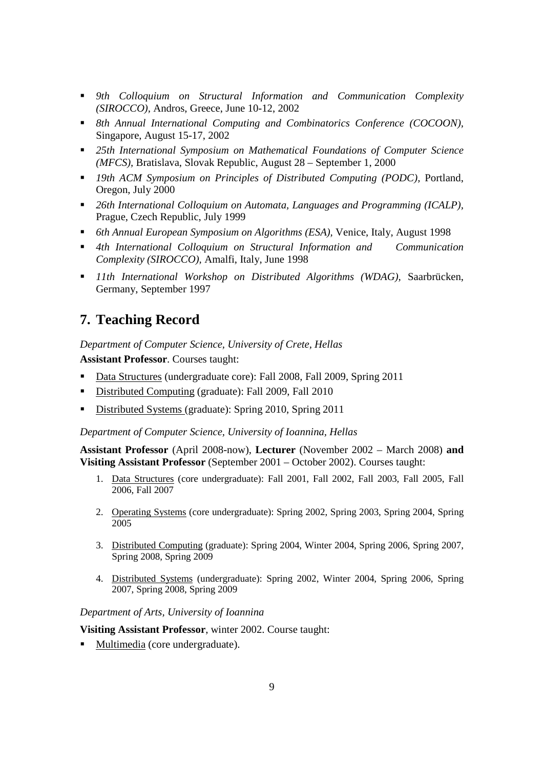- *9th Colloquium on Structural Information and Communication Complexity (SIROCCO)*, Andros, Greece, June 10-12, 2002
- *8th Annual International Computing and Combinatorics Conference (COCOON)*, Singapore, August 15-17, 2002
- *25th International Symposium on Mathematical Foundations of Computer Science (MFCS)*, Bratislava, Slovak Republic, August 28 – September 1, 2000
- *19th ACM Symposium on Principles of Distributed Computing (PODC)*, Portland, Oregon, July 2000
- *26th International Colloquium on Automata, Languages and Programming (ICALP)*, Prague, Czech Republic, July 1999
- *6th Annual European Symposium on Algorithms (ESA)*, Venice, Italy, August 1998
- *4th International Colloquium on Structural Information and Communication Complexity (SIROCCO)*, Amalfi, Italy, June 1998
- *11th International Workshop on Distributed Algorithms (WDAG)*, Saarbrücken, Germany, September 1997

## 7. Teaching Record

*Department of Computer Science, University of Crete, Hellas*

**Assistant Professor**. Courses taught:

- Data Structures (undergraduate core): Fall 2008, Fall 2009, Spring 2011
- Distributed Computing (graduate): Fall 2009, Fall 2010
- Distributed Systems (graduate): Spring 2010, Spring 2011

*Department of Computer Science, University of Ioannina, Hellas*

**Assistant Professor** (April 2008-now), **Lecturer** (November 2002 – March 2008) **and Visiting Assistant Professor** (September 2001 – October 2002). Courses taught:

1. Data Structures (core undergraduate): Fall 2001, Fall 2002, Fall 2003, Fall 2005, Fall 2006, Fall 2007
2. Operating Systems (core undergraduate): Spring 2002, Spring 2003, Spring 2004, Spring 2005
3. Distributed Computing (graduate): Spring 2004, Winter 2004, Spring 2006, Spring 2007, Spring 2008, Spring 2009
4. Distributed Systems (undergraduate): Spring 2002, Winter 2004, Spring 2006, Spring 2007, Spring 2008, Spring 2009

*Department of Arts, University of Ioannina*

**Visiting Assistant Professor**, winter 2002. Course taught:

- Multimedia (core undergraduate).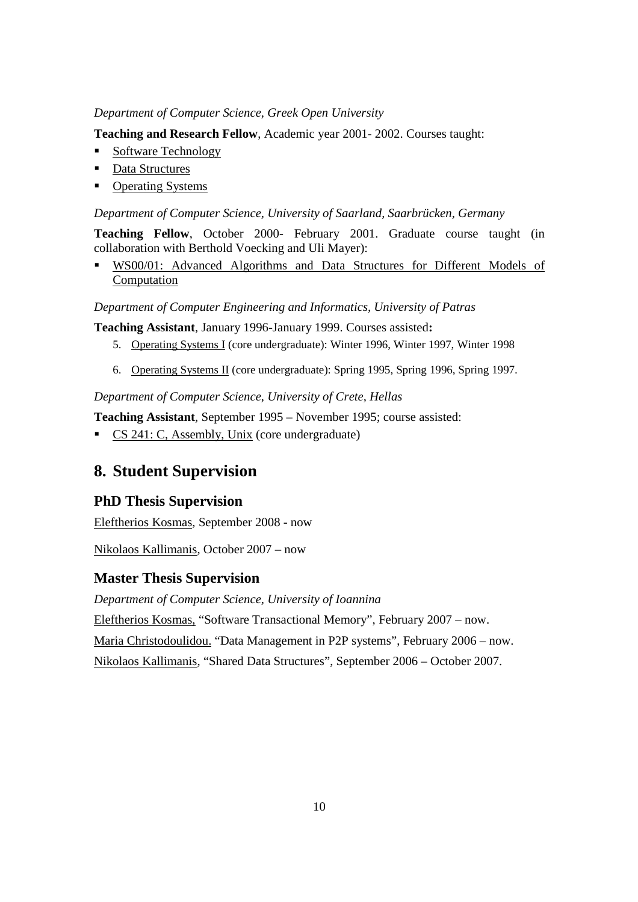*Department of Computer Science, Greek Open University*

**Teaching and Research Fellow**, Academic year 2001- 2002. Courses taught:

- Software Technology
- Data Structures
- Operating Systems

*Department of Computer Science, University of Saarland, Saarbrücken, Germany*

**Teaching Fellow**, October 2000- February 2001. Graduate course taught (in collaboration with Berthold Voecking and Uli Mayer):

- WS00/01: Advanced Algorithms and Data Structures for Different Models of Computation

*Department of Computer Engineering and Informatics, University of Patras*

**Teaching Assistant**, January 1996-January 1999. Courses assisted**:**

5. Operating Systems I (core undergraduate): Winter 1996, Winter 1997, Winter 1998
6. Operating Systems II (core undergraduate): Spring 1995, Spring 1996, Spring 1997.

*Department of Computer Science, University of Crete, Hellas*

**Teaching Assistant**, September 1995 – November 1995; course assisted:

- CS 241: C, Assembly, Unix (core undergraduate)

# 8. Student Supervision

## PhD Thesis Supervision

Eleftherios Kosmas, September 2008 - now

Nikolaos Kallimanis, October 2007 – now

## Master Thesis Supervision

*Department of Computer Science, University of Ioannina*

Eleftherios Kosmas, "Software Transactional Memory", February 2007 – now.

Maria Christodoulidou. "Data Management in P2P systems", February 2006 – now.

Nikolaos Kallimanis, "Shared Data Structures", September 2006 – October 2007.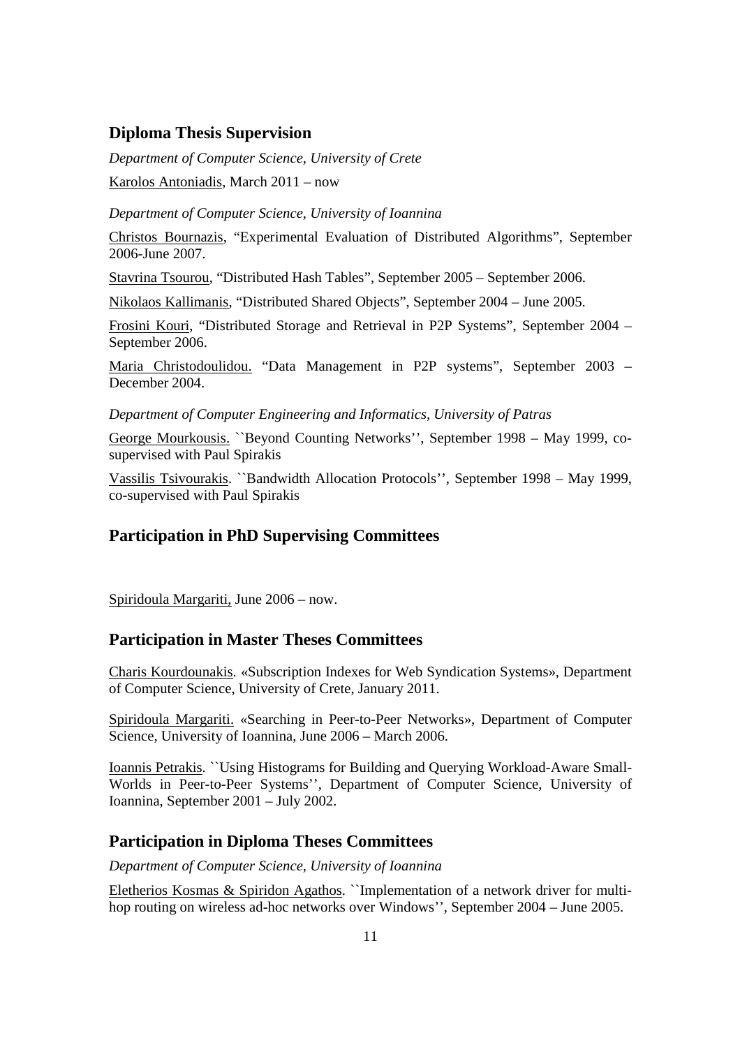## Diploma Thesis Supervision

*Department of Computer Science, University of Crete*

Karolos Antoniadis, March 2011 – now

*Department of Computer Science, University of Ioannina*

Christos Bournazis, "Experimental Evaluation of Distributed Algorithms", September 2006-June 2007.

Stavrina Tsourou, "Distributed Hash Tables", September 2005 – September 2006.

Nikolaos Kallimanis, "Distributed Shared Objects", September 2004 – June 2005.

Frosini Kouri, "Distributed Storage and Retrieval in P2P Systems", September 2004 – September 2006.

Maria Christodoulidou. "Data Management in P2P systems", September 2003 – December 2004.

*Department of Computer Engineering and Informatics, University of Patras*

George Mourkousis. ``Beyond Counting Networks'', September 1998 – May 1999, co-supervised with Paul Spirakis

Vassilis Tsivourakis. ``Bandwidth Allocation Protocols'', September 1998 – May 1999, co-supervised with Paul Spirakis

## Participation in PhD Supervising Committees

Spiridoula Margariti, June 2006 – now.

## Participation in Master Theses Committees

Charis Kourdounakis. «Subscription Indexes for Web Syndication Systems», Department of Computer Science, University of Crete, January 2011.

Spiridoula Margariti. «Searching in Peer-to-Peer Networks», Department of Computer Science, University of Ioannina, June 2006 – March 2006.

Ioannis Petrakis. ``Using Histograms for Building and Querying Workload-Aware Small-Worlds in Peer-to-Peer Systems'', Department of Computer Science, University of Ioannina, September 2001 – July 2002.

## Participation in Diploma Theses Committees

*Department of Computer Science, University of Ioannina*

Eletherios Kosmas & Spiridon Agathos. ``Implementation of a network driver for multi-hop routing on wireless ad-hoc networks over Windows'', September 2004 – June 2005.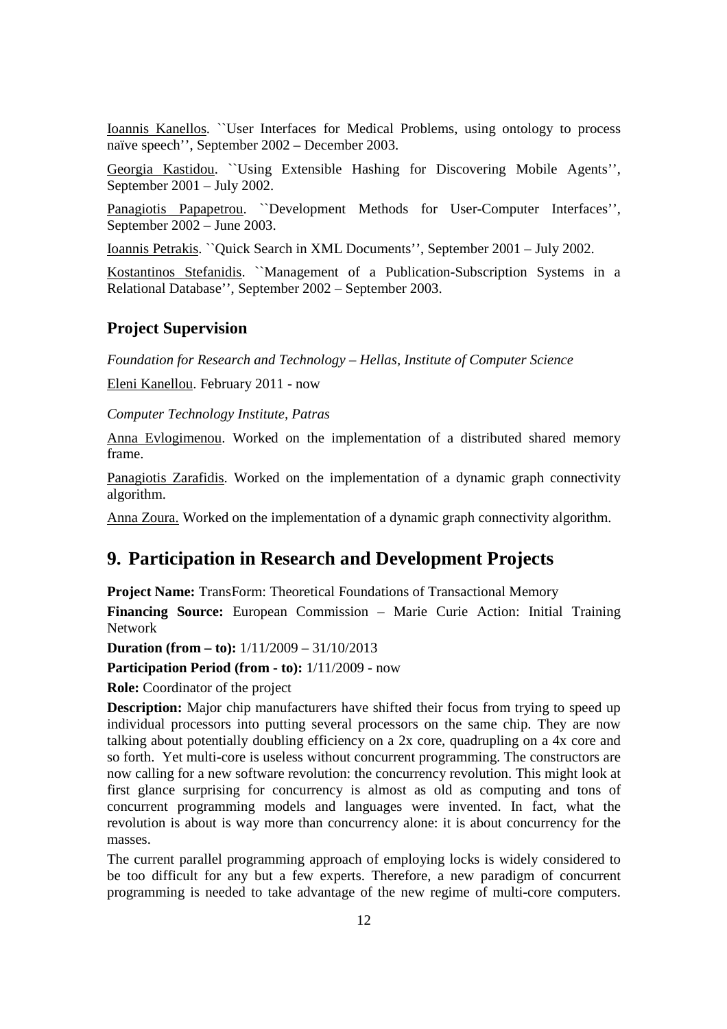Ioannis Kanellos. ``User Interfaces for Medical Problems, using ontology to process naïve speech'', September 2002 – December 2003.

Georgia Kastidou. ``Using Extensible Hashing for Discovering Mobile Agents'', September 2001 – July 2002.

Panagiotis Papapetrou. ``Development Methods for User-Computer Interfaces'', September 2002 – June 2003.

Ioannis Petrakis. ``Quick Search in XML Documents'', September 2001 – July 2002.

Kostantinos Stefanidis. ``Management of a Publication-Subscription Systems in a Relational Database'', September 2002 – September 2003.

### Project Supervision

*Foundation for Research and Technology – Hellas, Institute of Computer Science*

Eleni Kanellou. February 2011 - now

*Computer Technology Institute, Patras*

Anna Evlogimenou. Worked on the implementation of a distributed shared memory frame.

Panagiotis Zarafidis. Worked on the implementation of a dynamic graph connectivity algorithm.

Anna Zoura. Worked on the implementation of a dynamic graph connectivity algorithm.

## 9. Participation in Research and Development Projects

**Project Name:** TransForm: Theoretical Foundations of Transactional Memory

**Financing Source:** European Commission – Marie Curie Action: Initial Training Network

**Duration (from – to):** 1/11/2009 – 31/10/2013

**Participation Period (from - to):** 1/11/2009 - now

**Role:** Coordinator of the project

**Description:** Major chip manufacturers have shifted their focus from trying to speed up individual processors into putting several processors on the same chip. They are now talking about potentially doubling efficiency on a 2x core, quadrupling on a 4x core and so forth. Yet multi-core is useless without concurrent programming. The constructors are now calling for a new software revolution: the concurrency revolution. This might look at first glance surprising for concurrency is almost as old as computing and tons of concurrent programming models and languages were invented. In fact, what the revolution is about is way more than concurrency alone: it is about concurrency for the masses.

The current parallel programming approach of employing locks is widely considered to be too difficult for any but a few experts. Therefore, a new paradigm of concurrent programming is needed to take advantage of the new regime of multi-core computers.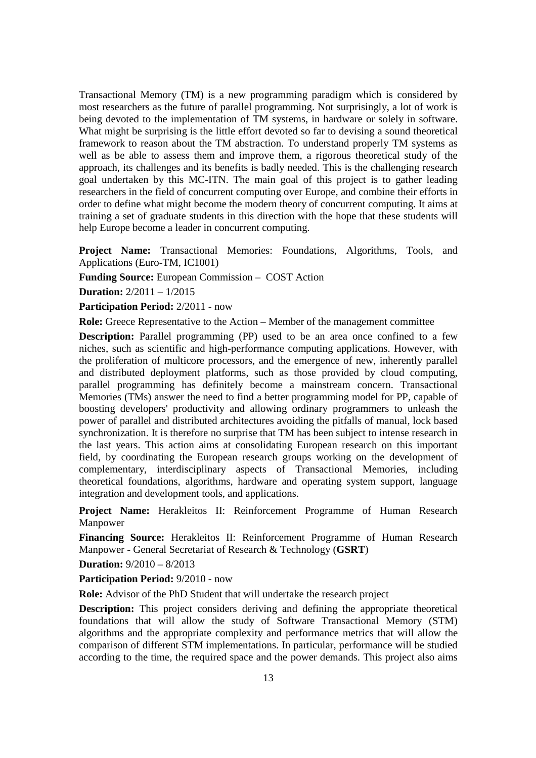Transactional Memory (TM) is a new programming paradigm which is considered by most researchers as the future of parallel programming. Not surprisingly, a lot of work is being devoted to the implementation of TM systems, in hardware or solely in software. What might be surprising is the little effort devoted so far to devising a sound theoretical framework to reason about the TM abstraction. To understand properly TM systems as well as be able to assess them and improve them, a rigorous theoretical study of the approach, its challenges and its benefits is badly needed. This is the challenging research goal undertaken by this MC-ITN. The main goal of this project is to gather leading researchers in the field of concurrent computing over Europe, and combine their efforts in order to define what might become the modern theory of concurrent computing. It aims at training a set of graduate students in this direction with the hope that these students will help Europe become a leader in concurrent computing.

**Project Name:** Transactional Memories: Foundations, Algorithms, Tools, and Applications (Euro-TM, IC1001)

**Funding Source:** European Commission – COST Action

**Duration:** 2/2011 – 1/2015

**Participation Period:** 2/2011 - now

**Role:** Greece Representative to the Action – Member of the management committee

**Description:** Parallel programming (PP) used to be an area once confined to a few niches, such as scientific and high-performance computing applications. However, with the proliferation of multicore processors, and the emergence of new, inherently parallel and distributed deployment platforms, such as those provided by cloud computing, parallel programming has definitely become a mainstream concern. Transactional Memories (TMs) answer the need to find a better programming model for PP, capable of boosting developers' productivity and allowing ordinary programmers to unleash the power of parallel and distributed architectures avoiding the pitfalls of manual, lock based synchronization. It is therefore no surprise that TM has been subject to intense research in the last years. This action aims at consolidating European research on this important field, by coordinating the European research groups working on the development of complementary, interdisciplinary aspects of Transactional Memories, including theoretical foundations, algorithms, hardware and operating system support, language integration and development tools, and applications.

**Project Name:** Herakleitos II: Reinforcement Programme of Human Research Manpower

**Financing Source:** Herakleitos II: Reinforcement Programme of Human Research Manpower - General Secretariat of Research & Technology (**GSRT**)

**Duration:** 9/2010 – 8/2013

**Participation Period:** 9/2010 - now

**Role:** Advisor of the PhD Student that will undertake the research project

**Description:** This project considers deriving and defining the appropriate theoretical foundations that will allow the study of Software Transactional Memory (STM) algorithms and the appropriate complexity and performance metrics that will allow the comparison of different STM implementations. In particular, performance will be studied according to the time, the required space and the power demands. This project also aims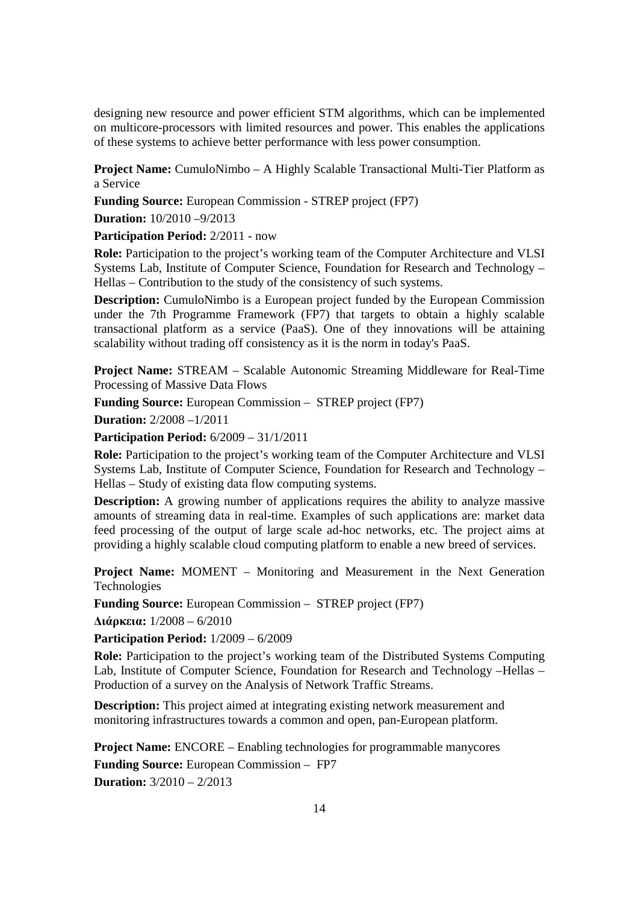designing new resource and power efficient STM algorithms, which can be implemented on multicore-processors with limited resources and power. This enables the applications of these systems to achieve better performance with less power consumption.

**Project Name:** CumuloNimbo – A Highly Scalable Transactional Multi-Tier Platform as a Service

**Funding Source:** European Commission - STREP project (FP7)

**Duration:** 10/2010 –9/2013

**Participation Period:** 2/2011 - now

**Role:** Participation to the project's working team of the Computer Architecture and VLSI Systems Lab, Institute of Computer Science, Foundation for Research and Technology – Hellas – Contribution to the study of the consistency of such systems.

**Description:** CumuloNimbo is a European project funded by the European Commission under the 7th Programme Framework (FP7) that targets to obtain a highly scalable transactional platform as a service (PaaS). One of they innovations will be attaining scalability without trading off consistency as it is the norm in today's PaaS.

**Project Name:** STREAM – Scalable Autonomic Streaming Middleware for Real-Time Processing of Massive Data Flows

**Funding Source:** European Commission – STREP project (FP7)

**Duration:** 2/2008 –1/2011

**Participation Period:** 6/2009 – 31/1/2011

**Role:** Participation to the project's working team of the Computer Architecture and VLSI Systems Lab, Institute of Computer Science, Foundation for Research and Technology – Hellas – Study of existing data flow computing systems.

**Description:** A growing number of applications requires the ability to analyze massive amounts of streaming data in real-time. Examples of such applications are: market data feed processing of the output of large scale ad-hoc networks, etc. The project aims at providing a highly scalable cloud computing platform to enable a new breed of services.

**Project Name:** MOMENT – Monitoring and Measurement in the Next Generation Technologies

**Funding Source:** European Commission – STREP project (FP7)

**Διάρκεια:** 1/2008 – 6/2010

**Participation Period:** 1/2009 – 6/2009

**Role:** Participation to the project's working team of the Distributed Systems Computing Lab, Institute of Computer Science, Foundation for Research and Technology –Hellas – Production of a survey on the Analysis of Network Traffic Streams.

**Description:** This project aimed at integrating existing network measurement and monitoring infrastructures towards a common and open, pan-European platform.

**Project Name:** ENCORE – Enabling technologies for programmable manycores

**Funding Source:** European Commission – FP7

**Duration:** 3/2010 – 2/2013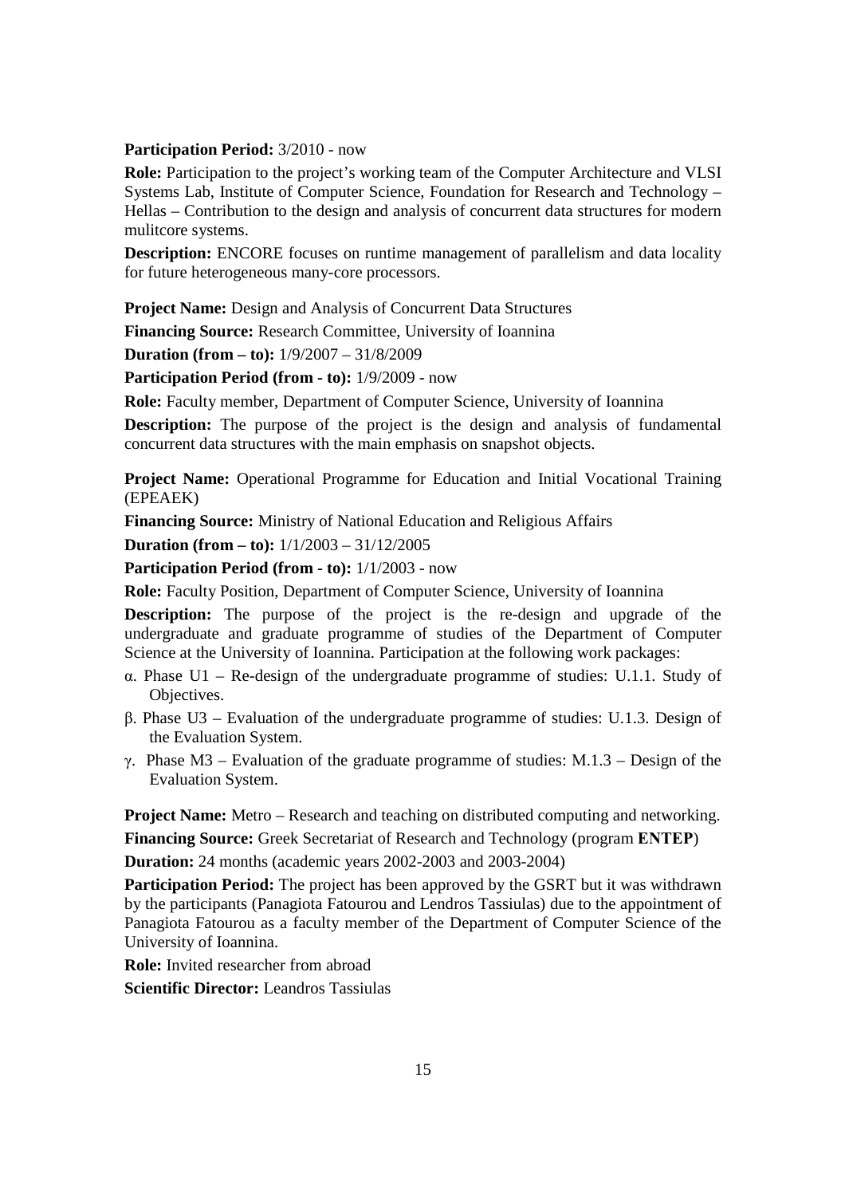**Participation Period:** 3/2010 - now

**Role:** Participation to the project's working team of the Computer Architecture and VLSI Systems Lab, Institute of Computer Science, Foundation for Research and Technology – Hellas – Contribution to the design and analysis of concurrent data structures for modern mulitcore systems.

**Description:** ENCORE focuses on runtime management of parallelism and data locality for future heterogeneous many-core processors.

**Project Name:** Design and Analysis of Concurrent Data Structures

**Financing Source:** Research Committee, University of Ioannina

**Duration (from – to):** 1/9/2007 – 31/8/2009

**Participation Period (from - to):** 1/9/2009 - now

**Role:** Faculty member, Department of Computer Science, University of Ioannina

**Description:** The purpose of the project is the design and analysis of fundamental concurrent data structures with the main emphasis on snapshot objects.

**Project Name:** Operational Programme for Education and Initial Vocational Training (EPEAEK)

**Financing Source:** Ministry of National Education and Religious Affairs

**Duration (from – to):** 1/1/2003 – 31/12/2005

**Participation Period (from - to):** 1/1/2003 - now

**Role:** Faculty Position, Department of Computer Science, University of Ioannina

**Description:** The purpose of the project is the re-design and upgrade of the undergraduate and graduate programme of studies of the Department of Computer Science at the University of Ioannina. Participation at the following work packages:

α. Phase U1 – Re-design of the undergraduate programme of studies: U.1.1. Study of Objectives.

β. Phase U3 – Evaluation of the undergraduate programme of studies: U.1.3. Design of the Evaluation System.

γ. Phase M3 – Evaluation of the graduate programme of studies: M.1.3 – Design of the Evaluation System.

**Project Name:** Metro – Research and teaching on distributed computing and networking.

**Financing Source:** Greek Secretariat of Research and Technology (program **ENTEP**)

**Duration:** 24 months (academic years 2002-2003 and 2003-2004)

**Participation Period:** The project has been approved by the GSRT but it was withdrawn by the participants (Panagiota Fatourou and Lendros Tassiulas) due to the appointment of Panagiota Fatourou as a faculty member of the Department of Computer Science of the University of Ioannina.

**Role:** Invited researcher from abroad

**Scientific Director:** Leandros Tassiulas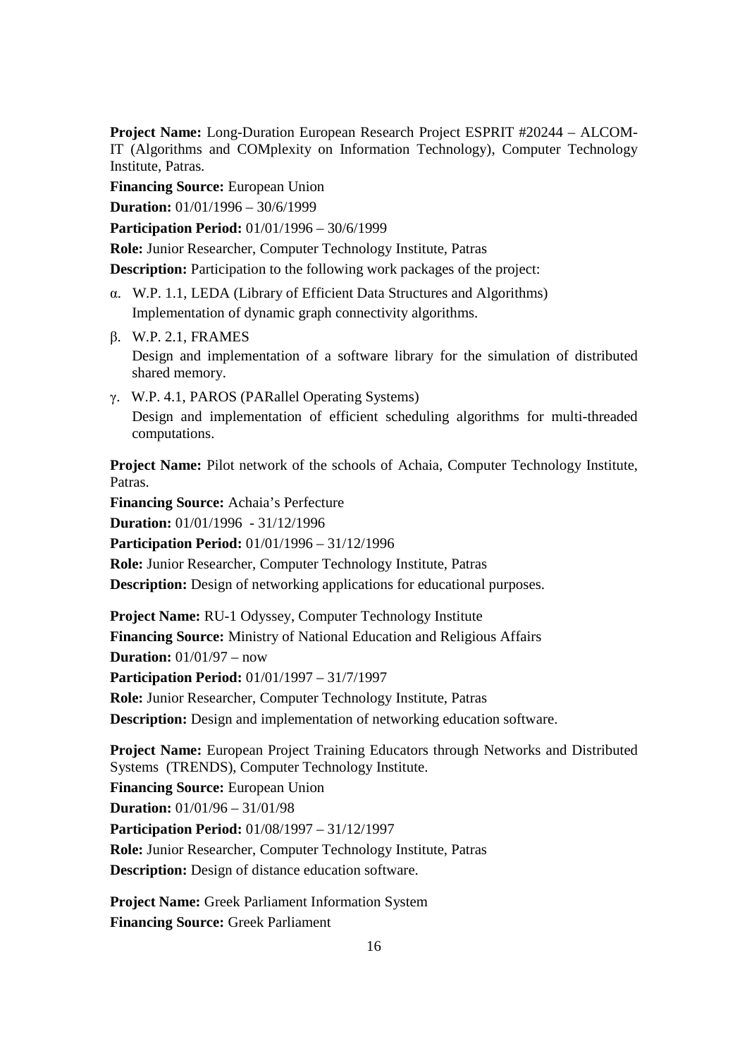**Project Name:** Long-Duration European Research Project ESPRIT #20244 – ALCOM-IT (Algorithms and COMplexity on Information Technology), Computer Technology Institute, Patras.

**Financing Source:** European Union

**Duration:** 01/01/1996 – 30/6/1999

**Participation Period:** 01/01/1996 – 30/6/1999

**Role:** Junior Researcher, Computer Technology Institute, Patras

**Description:** Participation to the following work packages of the project:

α. W.P. 1.1, LEDA (Library of Efficient Data Structures and Algorithms)
   Implementation of dynamic graph connectivity algorithms.

β. W.P. 2.1, FRAMES
   Design and implementation of a software library for the simulation of distributed shared memory.

γ. W.P. 4.1, PAROS (PARallel Operating Systems)
   Design and implementation of efficient scheduling algorithms for multi-threaded computations.

**Project Name:** Pilot network of the schools of Achaia, Computer Technology Institute, Patras.

**Financing Source:** Achaia's Perfecture

**Duration:** 01/01/1996 - 31/12/1996

**Participation Period:** 01/01/1996 – 31/12/1996

**Role:** Junior Researcher, Computer Technology Institute, Patras

**Description:** Design of networking applications for educational purposes.

**Project Name:** RU-1 Odyssey, Computer Technology Institute

**Financing Source:** Ministry of National Education and Religious Affairs

**Duration:** 01/01/97 – now

**Participation Period:** 01/01/1997 – 31/7/1997

**Role:** Junior Researcher, Computer Technology Institute, Patras

**Description:** Design and implementation of networking education software.

**Project Name:** European Project Training Educators through Networks and Distributed Systems (TRENDS), Computer Technology Institute.

**Financing Source:** European Union

**Duration:** 01/01/96 – 31/01/98

**Participation Period:** 01/08/1997 – 31/12/1997

**Role:** Junior Researcher, Computer Technology Institute, Patras

**Description:** Design of distance education software.

**Project Name:** Greek Parliament Information System

**Financing Source:** Greek Parliament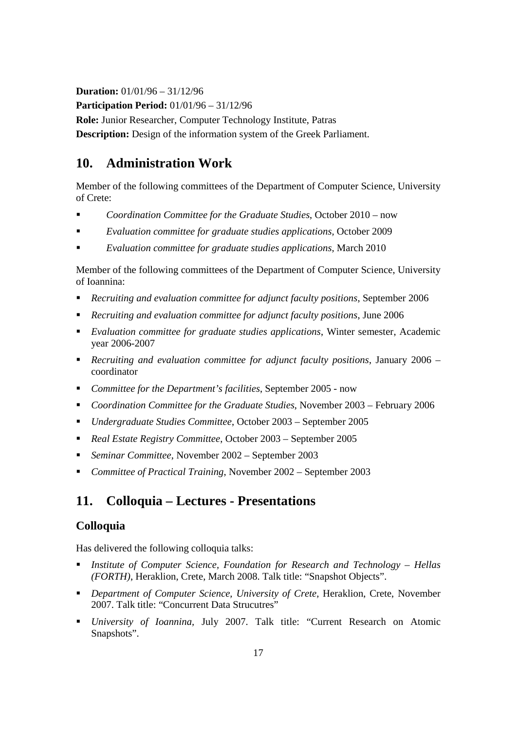**Duration:** 01/01/96 – 31/12/96

**Participation Period:** 01/01/96 – 31/12/96

**Role:** Junior Researcher, Computer Technology Institute, Patras

**Description:** Design of the information system of the Greek Parliament.

## 10. Administration Work

Member of the following committees of the Department of Computer Science, University of Crete:

- *Coordination Committee for the Graduate Studies*, October 2010 – now
- *Evaluation committee for graduate studies applications*, October 2009
- *Evaluation committee for graduate studies applications*, March 2010

Member of the following committees of the Department of Computer Science, University of Ioannina:

- *Recruiting and evaluation committee for adjunct faculty positions*, September 2006
- *Recruiting and evaluation committee for adjunct faculty positions*, June 2006
- *Evaluation committee for graduate studies applications*, Winter semester, Academic year 2006-2007
- *Recruiting and evaluation committee for adjunct faculty positions*, January 2006 – coordinator
- *Committee for the Department's facilities*, September 2005 - now
- *Coordination Committee for the Graduate Studies*, November 2003 – February 2006
- *Undergraduate Studies Committee*, October 2003 – September 2005
- *Real Estate Registry Committee*, October 2003 – September 2005
- *Seminar Committee*, November 2002 – September 2003
- *Committee of Practical Training*, November 2002 – September 2003

## 11. Colloquia – Lectures - Presentations

### Colloquia

Has delivered the following colloquia talks:

- *Institute of Computer Science, Foundation for Research and Technology – Hellas (FORTH)*, Heraklion, Crete, March 2008. Talk title: "Snapshot Objects".
- *Department of Computer Science, University of Crete*, Heraklion, Crete, November 2007. Talk title: "Concurrent Data Strucutres"
- *University of Ioannina*, July 2007. Talk title: "Current Research on Atomic Snapshots".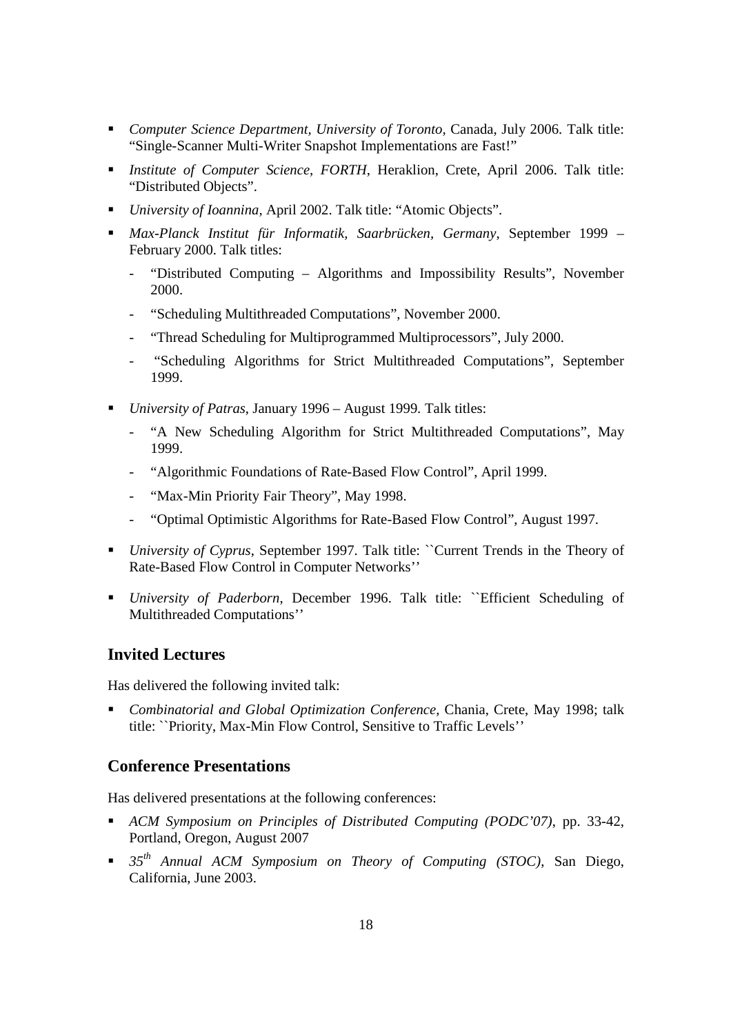- *Computer Science Department, University of Toronto*, Canada, July 2006. Talk title: "Single-Scanner Multi-Writer Snapshot Implementations are Fast!"
- *Institute of Computer Science, FORTH*, Heraklion, Crete, April 2006. Talk title: "Distributed Objects".
- *University of Ioannina*, April 2002. Talk title: "Atomic Objects".
- *Max-Planck Institut für Informatik, Saarbrücken, Germany*, September 1999 – February 2000. Talk titles:
  - "Distributed Computing – Algorithms and Impossibility Results", November 2000.
  - "Scheduling Multithreaded Computations", November 2000.
  - "Thread Scheduling for Multiprogrammed Multiprocessors", July 2000.
  - "Scheduling Algorithms for Strict Multithreaded Computations", September 1999.
- *University of Patras*, January 1996 – August 1999. Talk titles:
  - "A New Scheduling Algorithm for Strict Multithreaded Computations", May 1999.
  - "Algorithmic Foundations of Rate-Based Flow Control", April 1999.
  - "Max-Min Priority Fair Theory", May 1998.
  - "Optimal Optimistic Algorithms for Rate-Based Flow Control", August 1997.
- *University of Cyprus*, September 1997. Talk title: ``Current Trends in the Theory of Rate-Based Flow Control in Computer Networks''
- *University of Paderborn*, December 1996. Talk title: ``Efficient Scheduling of Multithreaded Computations''

## Invited Lectures

Has delivered the following invited talk:

- *Combinatorial and Global Optimization Conference*, Chania, Crete, May 1998; talk title: ``Priority, Max-Min Flow Control, Sensitive to Traffic Levels''

## Conference Presentations

Has delivered presentations at the following conferences:

- *ACM Symposium on Principles of Distributed Computing (PODC'07)*, pp. 33-42, Portland, Oregon, August 2007
- *35th Annual ACM Symposium on Theory of Computing (STOC)*, San Diego, California, June 2003.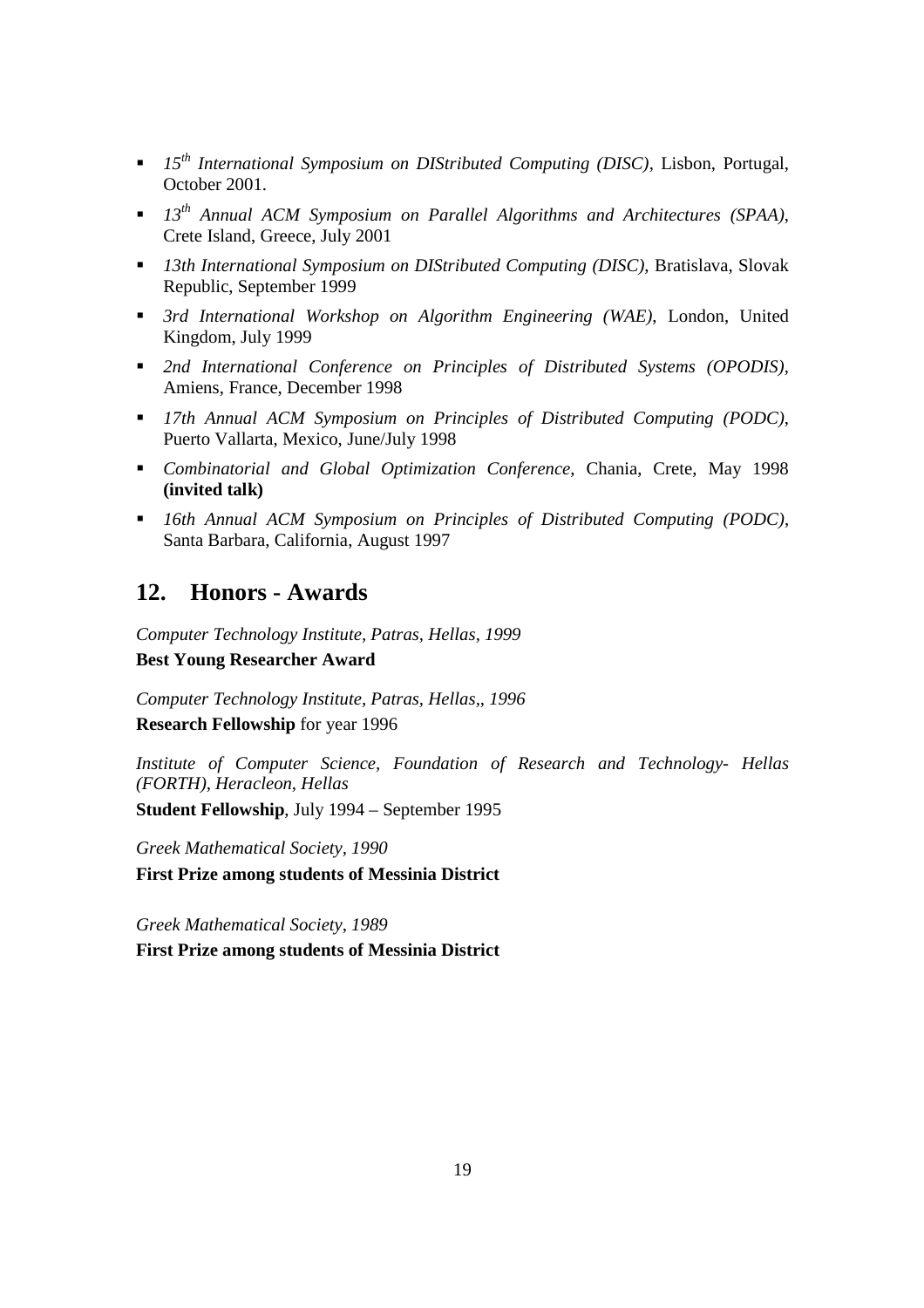- *15th International Symposium on DIStributed Computing (DISC)*, Lisbon, Portugal, October 2001.
- *13th Annual ACM Symposium on Parallel Algorithms and Architectures (SPAA)*, Crete Island, Greece, July 2001
- *13th International Symposium on DIStributed Computing (DISC)*, Bratislava, Slovak Republic, September 1999
- *3rd International Workshop on Algorithm Engineering (WAE)*, London, United Kingdom, July 1999
- *2nd International Conference on Principles of Distributed Systems (OPODIS),* Amiens, France, December 1998
- *17th Annual ACM Symposium on Principles of Distributed Computing (PODC)*, Puerto Vallarta, Mexico, June/July 1998
- *Combinatorial and Global Optimization Conference,* Chania, Crete, May 1998 **(invited talk)**
- *16th Annual ACM Symposium on Principles of Distributed Computing (PODC)*, Santa Barbara, California, August 1997

## 12. Honors - Awards

*Computer Technology Institute, Patras, Hellas, 1999*
**Best Young Researcher Award**

*Computer Technology Institute, Patras, Hellas,, 1996*
**Research Fellowship** for year 1996

*Institute of Computer Science, Foundation of Research and Technology- Hellas (FORTH), Heracleon, Hellas*
**Student Fellowship**, July 1994 – September 1995

*Greek Mathematical Society, 1990*
**First Prize among students of Messinia District**

*Greek Mathematical Society, 1989*
**First Prize among students of Messinia District**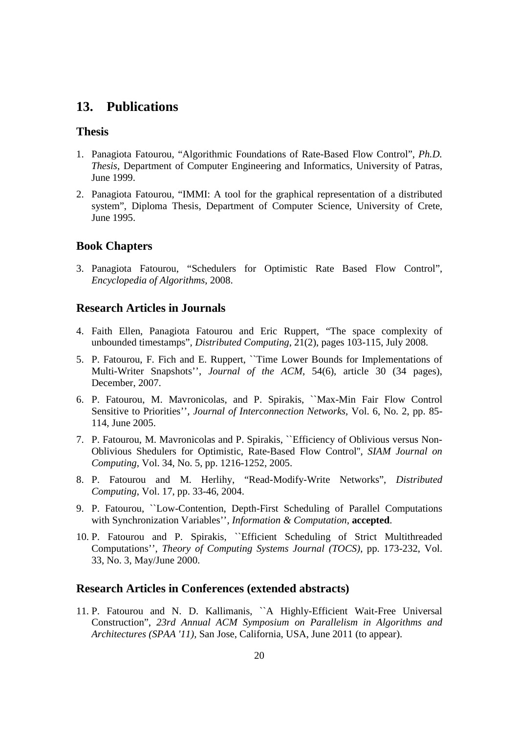## 13. Publications

### Thesis

1. Panagiota Fatourou, "Algorithmic Foundations of Rate-Based Flow Control", *Ph.D. Thesis*, Department of Computer Engineering and Informatics, University of Patras, June 1999.

2. Panagiota Fatourou, "IMMI: A tool for the graphical representation of a distributed system", Diploma Thesis, Department of Computer Science, University of Crete, June 1995.

### Book Chapters

3. Panagiota Fatourou, "Schedulers for Optimistic Rate Based Flow Control", *Encyclopedia of Algorithms*, 2008.

### Research Articles in Journals

4. Faith Ellen, Panagiota Fatourou and Eric Ruppert, "The space complexity of unbounded timestamps", *Distributed Computing*, 21(2), pages 103-115, July 2008.

5. P. Fatourou, F. Fich and E. Ruppert, ``Time Lower Bounds for Implementations of Multi-Writer Snapshots'', *Journal of the ACM*, 54(6), article 30 (34 pages), December, 2007.

6. P. Fatourou, M. Mavronicolas, and P. Spirakis, ``Max-Min Fair Flow Control Sensitive to Priorities'', *Journal of Interconnection Networks*, Vol. 6, No. 2, pp. 85-114, June 2005.

7. P. Fatourou, M. Mavronicolas and P. Spirakis, ``Efficiency of Oblivious versus Non-Oblivious Shedulers for Optimistic, Rate-Based Flow Control'', *SIAM Journal on Computing*, Vol. 34, No. 5, pp. 1216-1252, 2005.

8. P. Fatourou and M. Herlihy, "Read-Modify-Write Networks", *Distributed Computing*, Vol. 17, pp. 33-46, 2004.

9. P. Fatourou, ``Low-Contention, Depth-First Scheduling of Parallel Computations with Synchronization Variables'', *Information & Computation*, **accepted**.

10. P. Fatourou and P. Spirakis, ``Efficient Scheduling of Strict Multithreaded Computations'', *Theory of Computing Systems Journal (TOCS)*, pp. 173-232, Vol. 33, No. 3, May/June 2000.

### Research Articles in Conferences (extended abstracts)

11. P. Fatourou and N. D. Kallimanis, ``A Highly-Efficient Wait-Free Universal Construction", *23rd Annual ACM Symposium on Parallelism in Algorithms and Architectures (SPAA '11)*, San Jose, California, USA, June 2011 (to appear).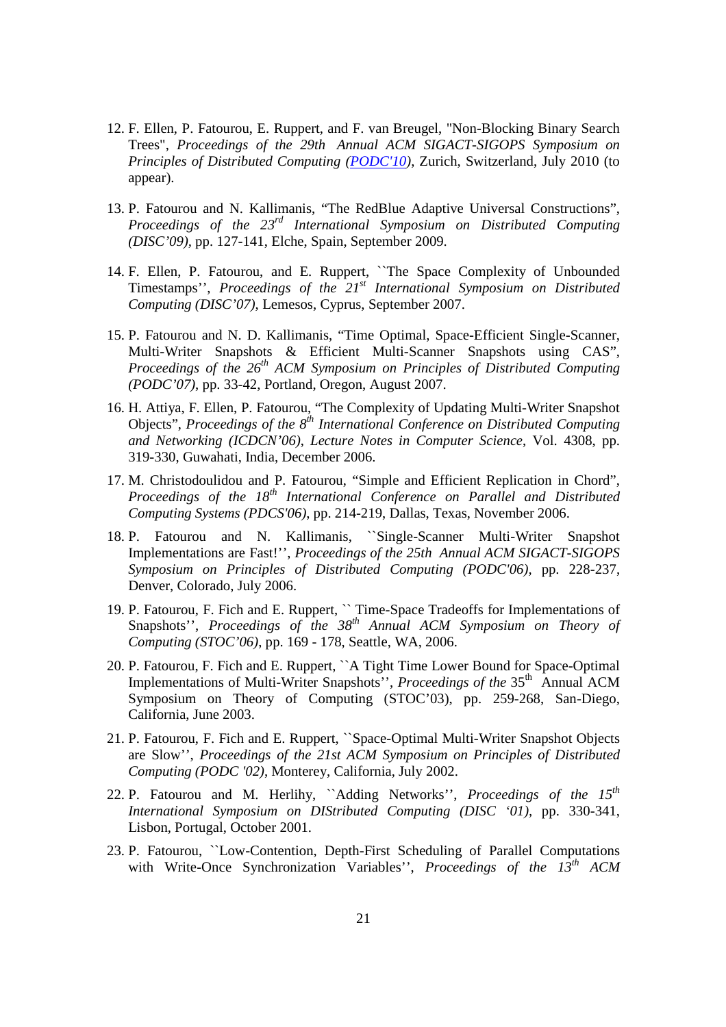12. F. Ellen, P. Fatourou, E. Ruppert, and F. van Breugel, "Non-Blocking Binary Search Trees", *Proceedings of the 29th Annual ACM SIGACT-SIGOPS Symposium on Principles of Distributed Computing (PODC'10)*, Zurich, Switzerland, July 2010 (to appear).

13. P. Fatourou and N. Kallimanis, "The RedBlue Adaptive Universal Constructions", *Proceedings of the 23rd International Symposium on Distributed Computing (DISC'09)*, pp. 127-141, Elche, Spain, September 2009.

14. F. Ellen, P. Fatourou, and E. Ruppert, ``The Space Complexity of Unbounded Timestamps'', *Proceedings of the 21st International Symposium on Distributed Computing (DISC'07)*, Lemesos, Cyprus, September 2007.

15. P. Fatourou and N. D. Kallimanis, "Time Optimal, Space-Efficient Single-Scanner, Multi-Writer Snapshots & Efficient Multi-Scanner Snapshots using CAS", *Proceedings of the 26th ACM Symposium on Principles of Distributed Computing (PODC'07)*, pp. 33-42, Portland, Oregon, August 2007.

16. H. Attiya, F. Ellen, P. Fatourou, "The Complexity of Updating Multi-Writer Snapshot Objects", *Proceedings of the 8th International Conference on Distributed Computing and Networking (ICDCN'06)*, *Lecture Notes in Computer Science*, Vol. 4308, pp. 319-330, Guwahati, India, December 2006.

17. M. Christodoulidou and P. Fatourou, "Simple and Efficient Replication in Chord", *Proceedings of the 18th International Conference on Parallel and Distributed Computing Systems (PDCS'06)*, pp. 214-219, Dallas, Texas, November 2006.

18. P. Fatourou and N. Kallimanis, ``Single-Scanner Multi-Writer Snapshot Implementations are Fast!'', *Proceedings of the 25th Annual ACM SIGACT-SIGOPS Symposium on Principles of Distributed Computing (PODC'06)*, pp. 228-237, Denver, Colorado, July 2006.

19. P. Fatourou, F. Fich and E. Ruppert, `` Time-Space Tradeoffs for Implementations of Snapshots'', *Proceedings of the 38th Annual ACM Symposium on Theory of Computing (STOC'06)*, pp. 169 - 178, Seattle, WA, 2006.

20. P. Fatourou, F. Fich and E. Ruppert, ``A Tight Time Lower Bound for Space-Optimal Implementations of Multi-Writer Snapshots'', *Proceedings of the* 35th Annual ACM Symposium on Theory of Computing (STOC'03), pp. 259-268, San-Diego, California, June 2003.

21. P. Fatourou, F. Fich and E. Ruppert, ``Space-Optimal Multi-Writer Snapshot Objects are Slow'', *Proceedings of the 21st ACM Symposium on Principles of Distributed Computing (PODC '02)*, Monterey, California, July 2002.

22. P. Fatourou and M. Herlihy, ``Adding Networks'', *Proceedings of the 15th International Symposium on DIStributed Computing (DISC '01)*, pp. 330-341, Lisbon, Portugal, October 2001.

23. P. Fatourou, ``Low-Contention, Depth-First Scheduling of Parallel Computations with Write-Once Synchronization Variables'', *Proceedings of the 13th ACM*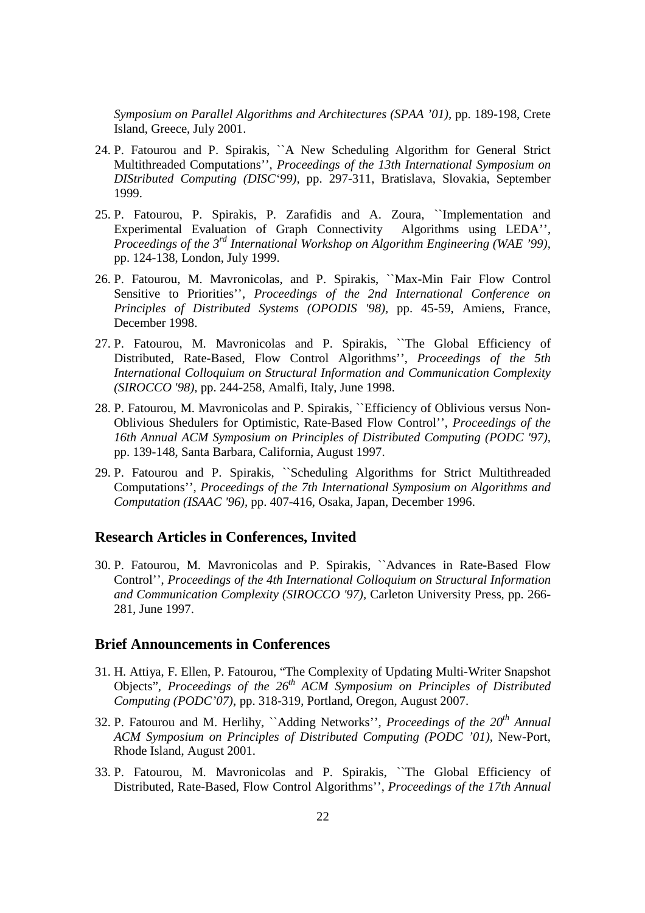*Symposium on Parallel Algorithms and Architectures (SPAA '01)*, pp. 189-198, Crete Island, Greece, July 2001.

24. P. Fatourou and P. Spirakis, ``A New Scheduling Algorithm for General Strict Multithreaded Computations'', *Proceedings of the 13th International Symposium on DIStributed Computing (DISC'99)*, pp. 297-311, Bratislava, Slovakia, September 1999.

25. P. Fatourou, P. Spirakis, P. Zarafidis and A. Zoura, ``Implementation and Experimental Evaluation of Graph Connectivity Algorithms using LEDA'', *Proceedings of the 3rd International Workshop on Algorithm Engineering (WAE '99)*, pp. 124-138, London, July 1999.

26. P. Fatourou, M. Mavronicolas, and P. Spirakis, ``Max-Min Fair Flow Control Sensitive to Priorities'', *Proceedings of the 2nd International Conference on Principles of Distributed Systems (OPODIS '98)*, pp. 45-59, Amiens, France, December 1998.

27. P. Fatourou, M. Mavronicolas and P. Spirakis, ``The Global Efficiency of Distributed, Rate-Based, Flow Control Algorithms'', *Proceedings of the 5th International Colloquium on Structural Information and Communication Complexity (SIROCCO '98)*, pp. 244-258, Amalfi, Italy, June 1998.

28. P. Fatourou, M. Mavronicolas and P. Spirakis, ``Efficiency of Oblivious versus Non-Oblivious Shedulers for Optimistic, Rate-Based Flow Control'', *Proceedings of the 16th Annual ACM Symposium on Principles of Distributed Computing (PODC '97)*, pp. 139-148, Santa Barbara, California, August 1997.

29. P. Fatourou and P. Spirakis, ``Scheduling Algorithms for Strict Multithreaded Computations'', *Proceedings of the 7th International Symposium on Algorithms and Computation (ISAAC '96)*, pp. 407-416, Osaka, Japan, December 1996.

## Research Articles in Conferences, Invited

30. P. Fatourou, M. Mavronicolas and P. Spirakis, ``Advances in Rate-Based Flow Control'', *Proceedings of the 4th International Colloquium on Structural Information and Communication Complexity (SIROCCO '97)*, Carleton University Press, pp. 266-281, June 1997.

## Brief Announcements in Conferences

31. H. Attiya, F. Ellen, P. Fatourou, "The Complexity of Updating Multi-Writer Snapshot Objects", *Proceedings of the 26th ACM Symposium on Principles of Distributed Computing (PODC'07)*, pp. 318-319, Portland, Oregon, August 2007.

32. P. Fatourou and M. Herlihy, ``Adding Networks'', *Proceedings of the 20th Annual ACM Symposium on Principles of Distributed Computing (PODC '01)*, New-Port, Rhode Island, August 2001.

33. P. Fatourou, M. Mavronicolas and P. Spirakis, ``The Global Efficiency of Distributed, Rate-Based, Flow Control Algorithms'', *Proceedings of the 17th Annual*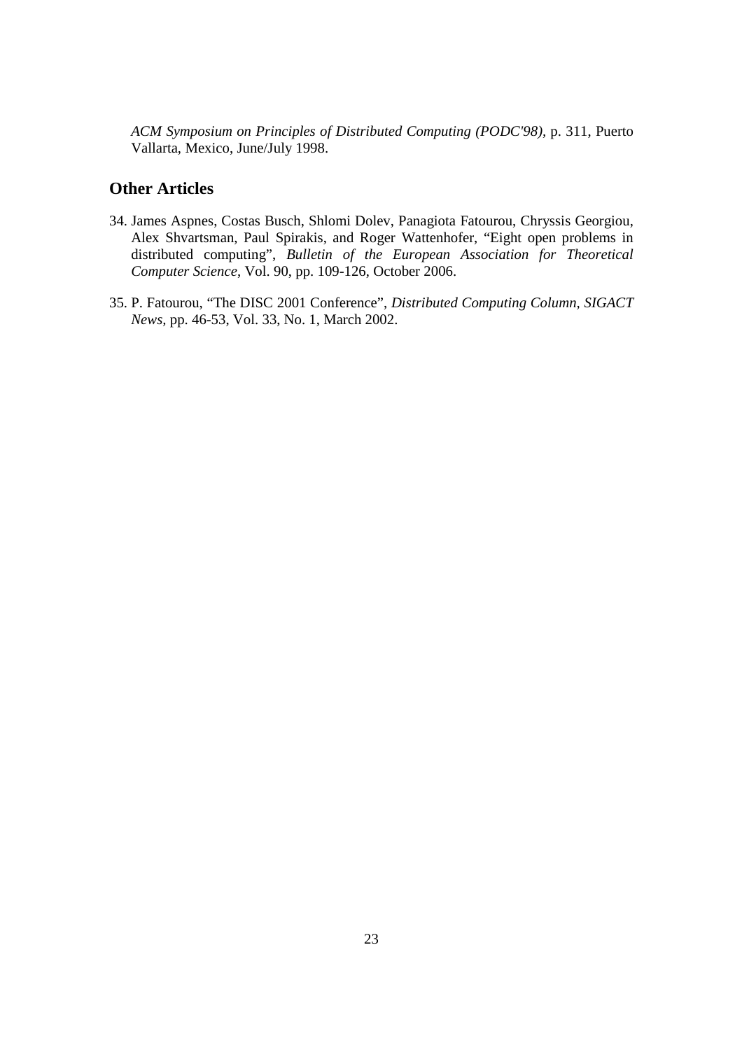*ACM Symposium on Principles of Distributed Computing (PODC'98)*, p. 311, Puerto Vallarta, Mexico, June/July 1998.

## Other Articles

34. James Aspnes, Costas Busch, Shlomi Dolev, Panagiota Fatourou, Chryssis Georgiou, Alex Shvartsman, Paul Spirakis, and Roger Wattenhofer, "Eight open problems in distributed computing", *Bulletin of the European Association for Theoretical Computer Science*, Vol. 90, pp. 109-126, October 2006.

35. P. Fatourou, "The DISC 2001 Conference", *Distributed Computing Column, SIGACT News*, pp. 46-53, Vol. 33, No. 1, March 2002.